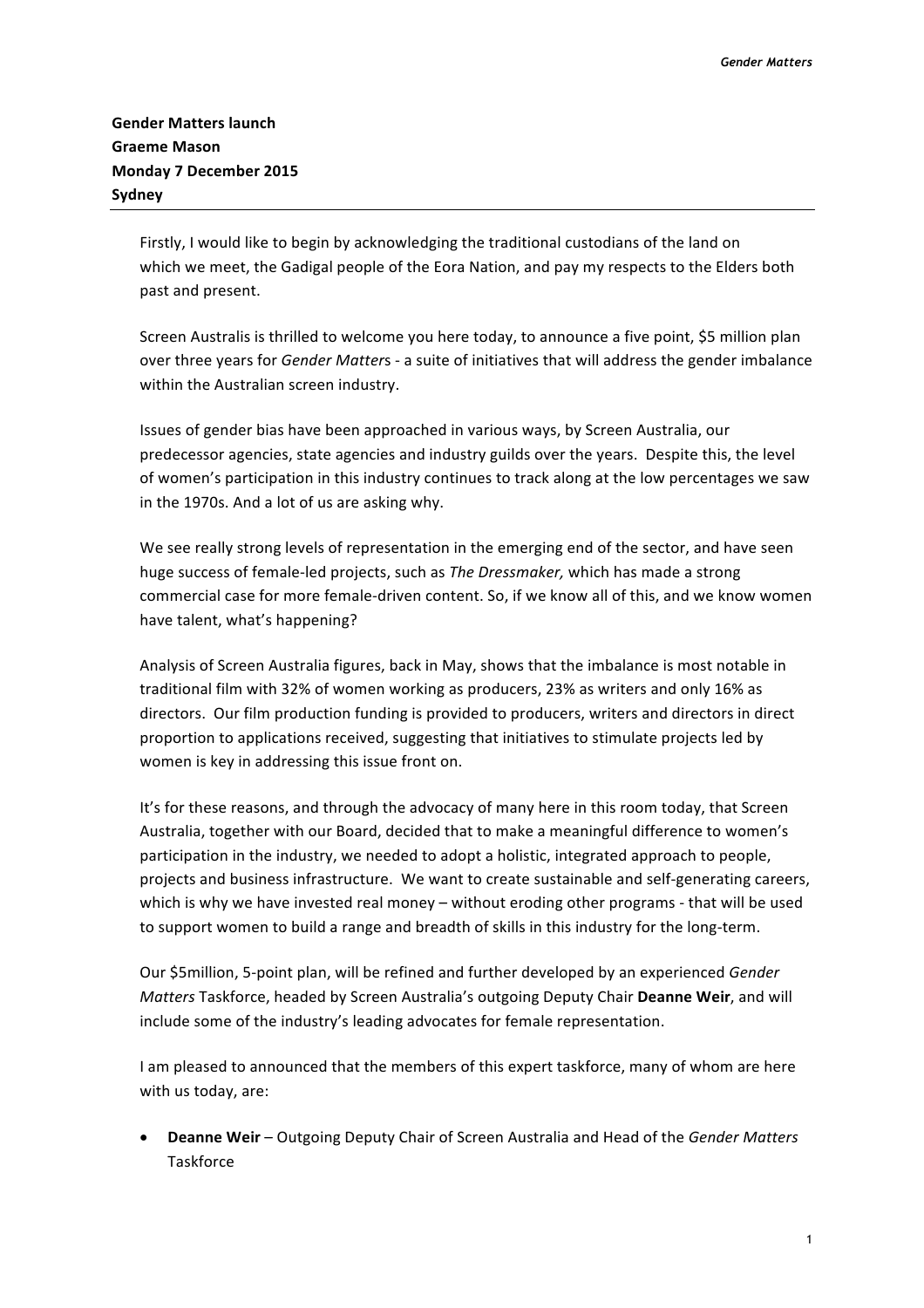**Gender Matters launch**
**Graeme Mason**
**Monday 7 December 2015**
**Sydney**

---

Firstly, I would like to begin by acknowledging the traditional custodians of the land on which we meet, the Gadigal people of the Eora Nation, and pay my respects to the Elders both past and present.

Screen Australia is thrilled to welcome you here today, to announce a five point, $5 million plan over three years for *Gender Matter*s - a suite of initiatives that will address the gender imbalance within the Australian screen industry.

Issues of gender bias have been approached in various ways, by Screen Australia, our predecessor agencies, state agencies and industry guilds over the years. Despite this, the level of women's participation in this industry continues to track along at the low percentages we saw in the 1970s. And a lot of us are asking why.

We see really strong levels of representation in the emerging end of the sector, and have seen huge success of female-led projects, such as *The Dressmaker,* which has made a strong commercial case for more female-driven content. So, if we know all of this, and we know women have talent, what's happening?

Analysis of Screen Australia figures, back in May, shows that the imbalance is most notable in traditional film with 32% of women working as producers, 23% as writers and only 16% as directors. Our film production funding is provided to producers, writers and directors in direct proportion to applications received, suggesting that initiatives to stimulate projects led by women is key in addressing this issue front on.

It's for these reasons, and through the advocacy of many here in this room today, that Screen Australia, together with our Board, decided that to make a meaningful difference to women's participation in the industry, we needed to adopt a holistic, integrated approach to people, projects and business infrastructure. We want to create sustainable and self-generating careers, which is why we have invested real money – without eroding other programs - that will be used to support women to build a range and breadth of skills in this industry for the long-term.

Our $5million, 5-point plan, will be refined and further developed by an experienced *Gender Matters* Taskforce, headed by Screen Australia's outgoing Deputy Chair **Deanne Weir**, and will include some of the industry's leading advocates for female representation.

I am pleased to announced that the members of this expert taskforce, many of whom are here with us today, are:

- **Deanne Weir** – Outgoing Deputy Chair of Screen Australia and Head of the *Gender Matters* Taskforce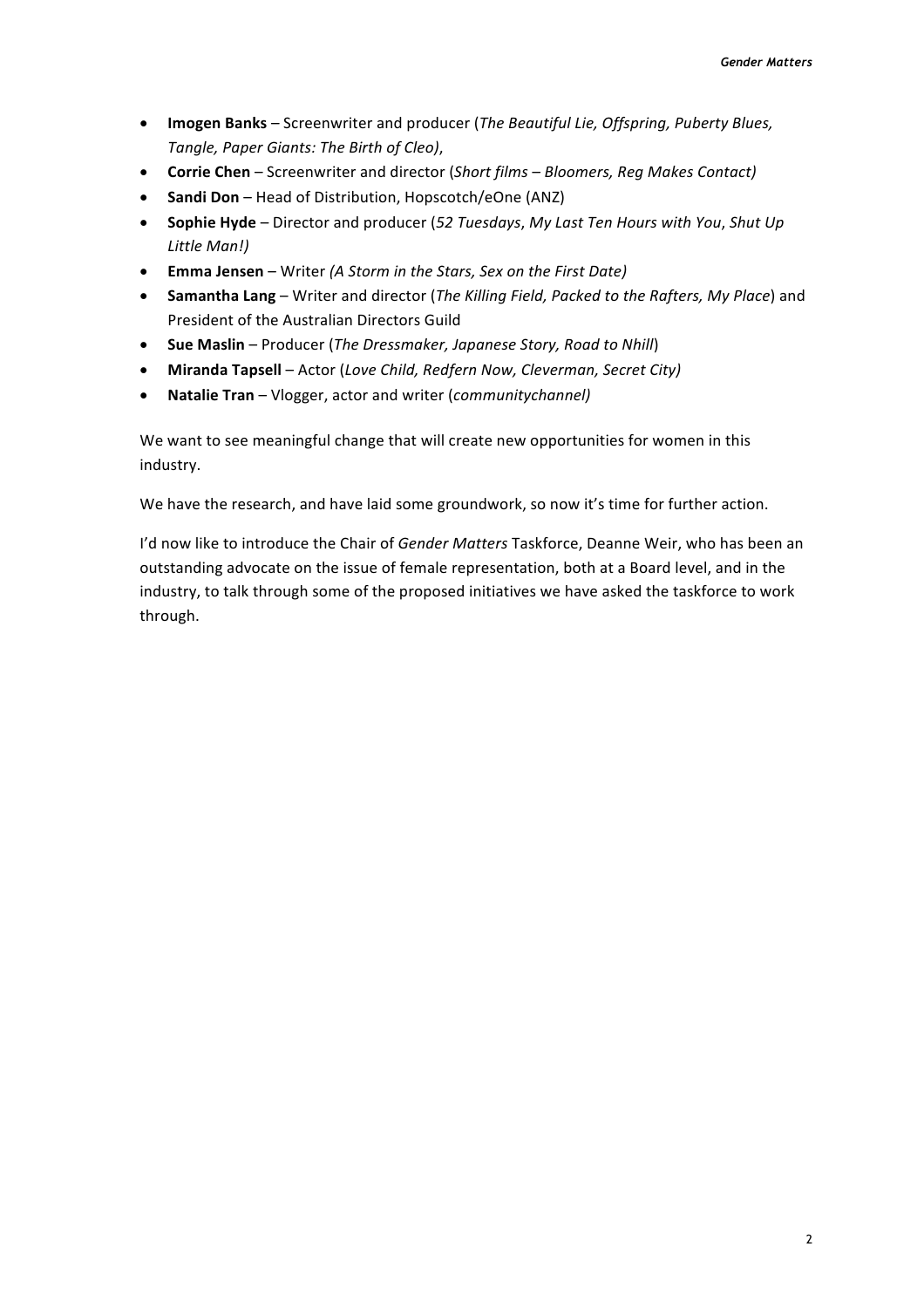- **Imogen Banks** – Screenwriter and producer (*The Beautiful Lie, Offspring, Puberty Blues, Tangle, Paper Giants: The Birth of Cleo)*,
- **Corrie Chen** – Screenwriter and director (*Short films – Bloomers, Reg Makes Contact)*
- **Sandi Don** – Head of Distribution, Hopscotch/eOne (ANZ)
- **Sophie Hyde** – Director and producer (*52 Tuesdays*, *My Last Ten Hours with You*, *Shut Up Little Man!)*
- **Emma Jensen** – Writer *(A Storm in the Stars, Sex on the First Date)*
- **Samantha Lang** – Writer and director (*The Killing Field, Packed to the Rafters, My Place*) and President of the Australian Directors Guild
- **Sue Maslin** – Producer (*The Dressmaker, Japanese Story, Road to Nhill*)
- **Miranda Tapsell** – Actor (*Love Child, Redfern Now, Cleverman, Secret City)*
- **Natalie Tran** – Vlogger, actor and writer (*communitychannel)*

We want to see meaningful change that will create new opportunities for women in this industry.

We have the research, and have laid some groundwork, so now it's time for further action.

I'd now like to introduce the Chair of *Gender Matters* Taskforce, Deanne Weir, who has been an outstanding advocate on the issue of female representation, both at a Board level, and in the industry, to talk through some of the proposed initiatives we have asked the taskforce to work through.